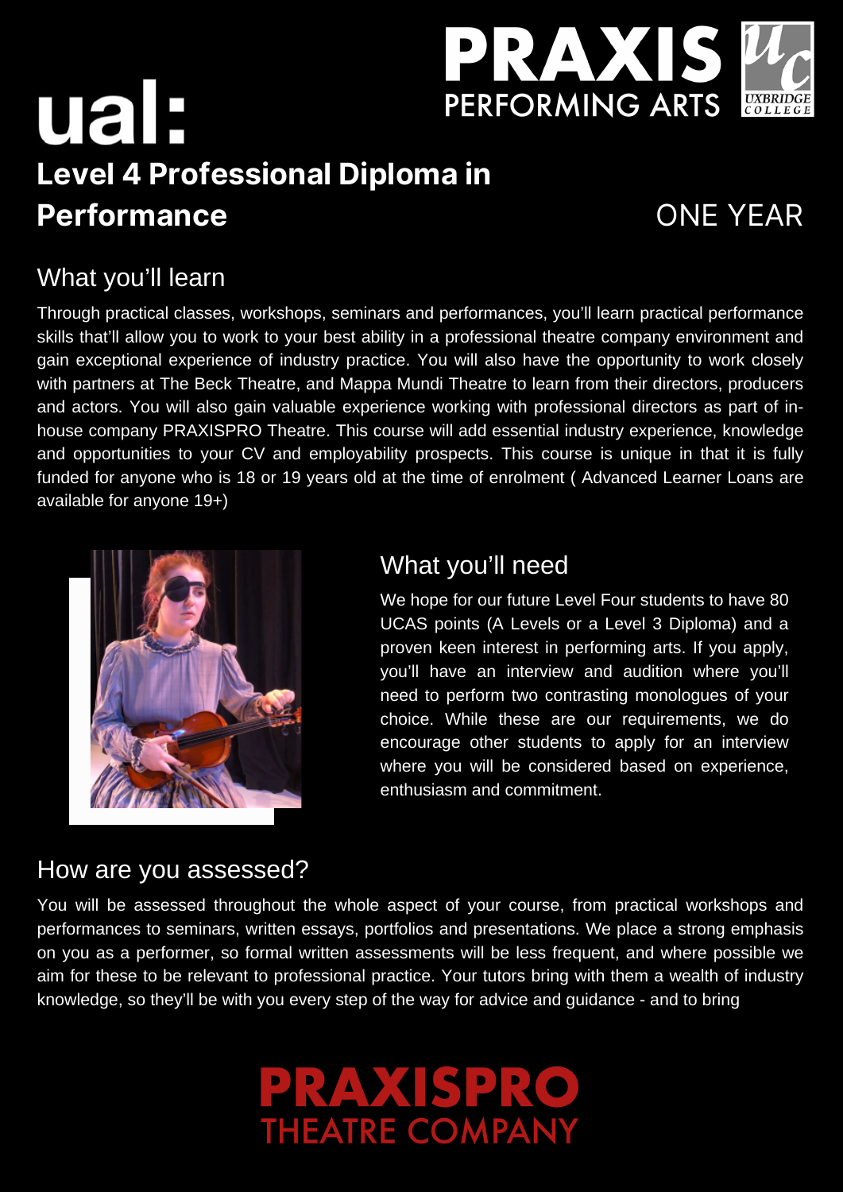ual:

PRAXIS PERFORMING ARTS

UXBRIDGE COLLEGE

# Level 4 Professional Diploma in Performance

ONE YEAR

## What you'll learn

Through practical classes, workshops, seminars and performances, you'll learn practical performance skills that'll allow you to work to your best ability in a professional theatre company environment and gain exceptional experience of industry practice. You will also have the opportunity to work closely with partners at The Beck Theatre, and Mappa Mundi Theatre to learn from their directors, producers and actors. You will also gain valuable experience working with professional directors as part of in-house company PRAXISPRO Theatre. This course will add essential industry experience, knowledge and opportunities to your CV and employability prospects. This course is unique in that it is fully funded for anyone who is 18 or 19 years old at the time of enrolment ( Advanced Learner Loans are available for anyone 19+)

## What you'll need

We hope for our future Level Four students to have 80 UCAS points (A Levels or a Level 3 Diploma) and a proven keen interest in performing arts. If you apply, you'll have an interview and audition where you'll need to perform two contrasting monologues of your choice. While these are our requirements, we do encourage other students to apply for an interview where you will be considered based on experience, enthusiasm and commitment.

## How are you assessed?

You will be assessed throughout the whole aspect of your course, from practical workshops and performances to seminars, written essays, portfolios and presentations. We place a strong emphasis on you as a performer, so formal written assessments will be less frequent, and where possible we aim for these to be relevant to professional practice. Your tutors bring with them a wealth of industry knowledge, so they'll be with you every step of the way for advice and guidance - and to bring

PRAXISPRO THEATRE COMPANY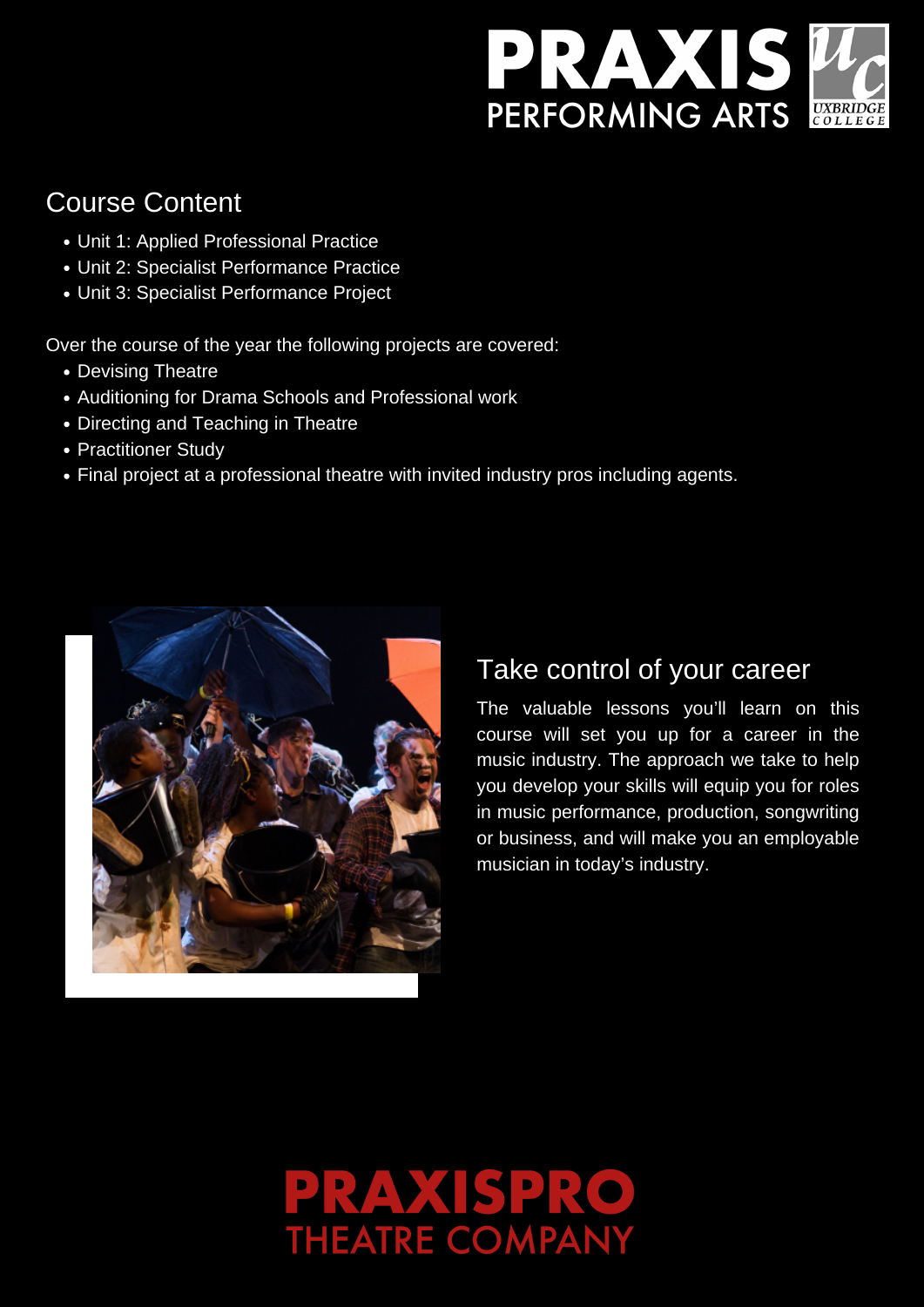# PRAXIS PERFORMING ARTS

## Course Content

- Unit 1: Applied Professional Practice
- Unit 2: Specialist Performance Practice
- Unit 3: Specialist Performance Project

Over the course of the year the following projects are covered:

- Devising Theatre
- Auditioning for Drama Schools and Professional work
- Directing and Teaching in Theatre
- Practitioner Study
- Final project at a professional theatre with invited industry pros including agents.

## Take control of your career

The valuable lessons you'll learn on this course will set you up for a career in the music industry. The approach we take to help you develop your skills will equip you for roles in music performance, production, songwriting or business, and will make you an employable musician in today's industry.

**PRAXISPRO THEATRE COMPANY**